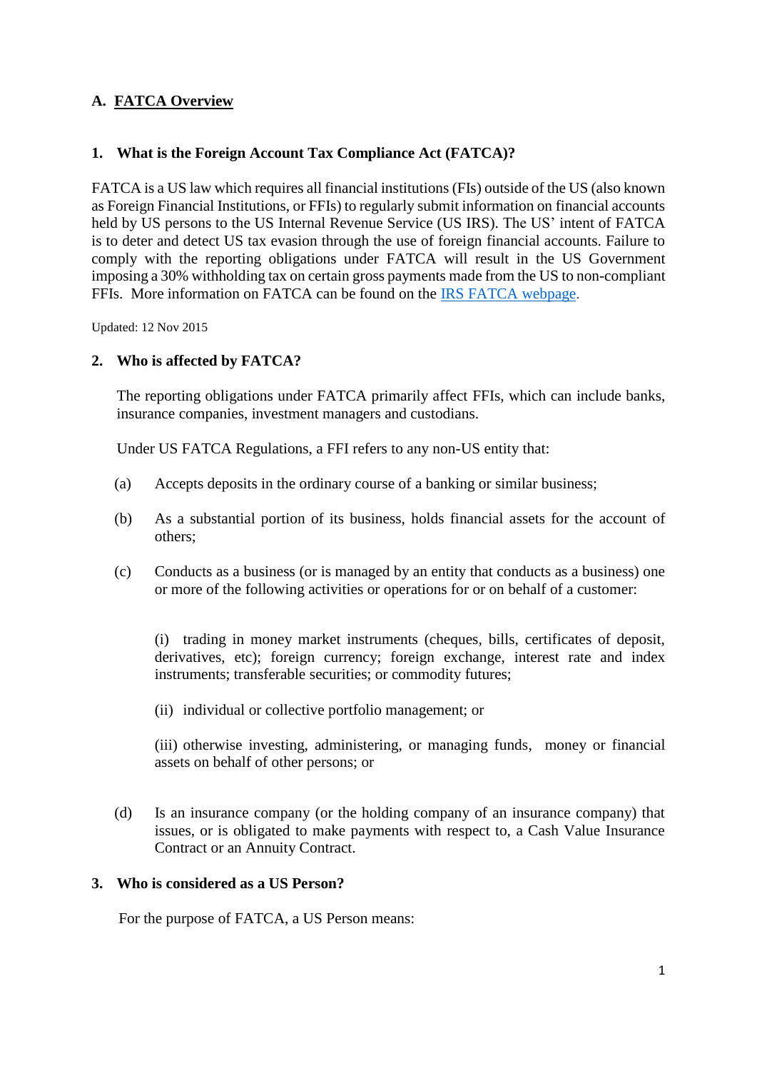## A. FATCA Overview

### 1. What is the Foreign Account Tax Compliance Act (FATCA)?

FATCA is a US law which requires all financial institutions (FIs) outside of the US (also known as Foreign Financial Institutions, or FFIs) to regularly submit information on financial accounts held by US persons to the US Internal Revenue Service (US IRS). The US' intent of FATCA is to deter and detect US tax evasion through the use of foreign financial accounts. Failure to comply with the reporting obligations under FATCA will result in the US Government imposing a 30% withholding tax on certain gross payments made from the US to non-compliant FFIs. More information on FATCA can be found on the IRS FATCA webpage.

Updated: 12 Nov 2015

### 2. Who is affected by FATCA?

The reporting obligations under FATCA primarily affect FFIs, which can include banks, insurance companies, investment managers and custodians.

Under US FATCA Regulations, a FFI refers to any non-US entity that:

(a) Accepts deposits in the ordinary course of a banking or similar business;

(b) As a substantial portion of its business, holds financial assets for the account of others;

(c) Conducts as a business (or is managed by an entity that conducts as a business) one or more of the following activities or operations for or on behalf of a customer:

(i) trading in money market instruments (cheques, bills, certificates of deposit, derivatives, etc); foreign currency; foreign exchange, interest rate and index instruments; transferable securities; or commodity futures;

(ii) individual or collective portfolio management; or

(iii) otherwise investing, administering, or managing funds, money or financial assets on behalf of other persons; or

(d) Is an insurance company (or the holding company of an insurance company) that issues, or is obligated to make payments with respect to, a Cash Value Insurance Contract or an Annuity Contract.

### 3. Who is considered as a US Person?

For the purpose of FATCA, a US Person means: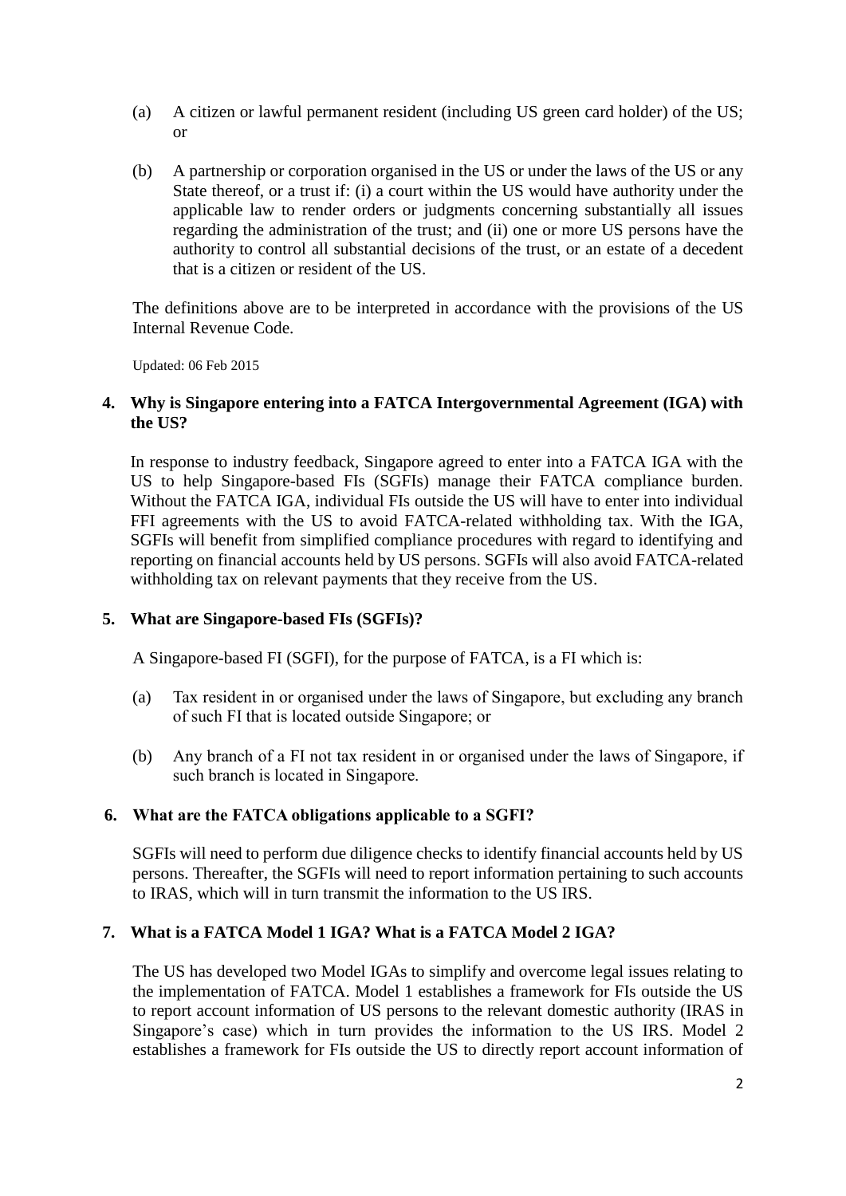(a) A citizen or lawful permanent resident (including US green card holder) of the US; or

(b) A partnership or corporation organised in the US or under the laws of the US or any State thereof, or a trust if: (i) a court within the US would have authority under the applicable law to render orders or judgments concerning substantially all issues regarding the administration of the trust; and (ii) one or more US persons have the authority to control all substantial decisions of the trust, or an estate of a decedent that is a citizen or resident of the US.

The definitions above are to be interpreted in accordance with the provisions of the US Internal Revenue Code.

Updated: 06 Feb 2015

**4. Why is Singapore entering into a FATCA Intergovernmental Agreement (IGA) with the US?**

In response to industry feedback, Singapore agreed to enter into a FATCA IGA with the US to help Singapore-based FIs (SGFIs) manage their FATCA compliance burden. Without the FATCA IGA, individual FIs outside the US will have to enter into individual FFI agreements with the US to avoid FATCA-related withholding tax. With the IGA, SGFIs will benefit from simplified compliance procedures with regard to identifying and reporting on financial accounts held by US persons. SGFIs will also avoid FATCA-related withholding tax on relevant payments that they receive from the US.

**5. What are Singapore-based FIs (SGFIs)?**

A Singapore-based FI (SGFI), for the purpose of FATCA, is a FI which is:

(a) Tax resident in or organised under the laws of Singapore, but excluding any branch of such FI that is located outside Singapore; or

(b) Any branch of a FI not tax resident in or organised under the laws of Singapore, if such branch is located in Singapore.

**6. What are the FATCA obligations applicable to a SGFI?**

SGFIs will need to perform due diligence checks to identify financial accounts held by US persons. Thereafter, the SGFIs will need to report information pertaining to such accounts to IRAS, which will in turn transmit the information to the US IRS.

**7. What is a FATCA Model 1 IGA? What is a FATCA Model 2 IGA?**

The US has developed two Model IGAs to simplify and overcome legal issues relating to the implementation of FATCA. Model 1 establishes a framework for FIs outside the US to report account information of US persons to the relevant domestic authority (IRAS in Singapore's case) which in turn provides the information to the US IRS. Model 2 establishes a framework for FIs outside the US to directly report account information of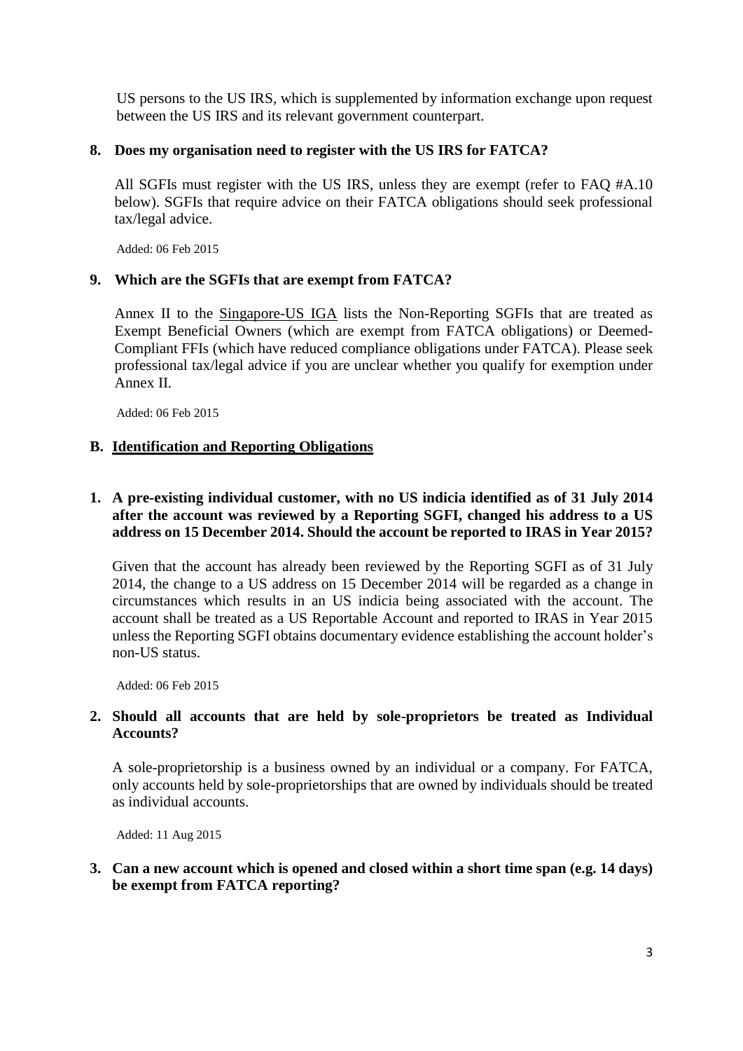US persons to the US IRS, which is supplemented by information exchange upon request between the US IRS and its relevant government counterpart.

**8. Does my organisation need to register with the US IRS for FATCA?**

All SGFIs must register with the US IRS, unless they are exempt (refer to FAQ #A.10 below). SGFIs that require advice on their FATCA obligations should seek professional tax/legal advice.

Added: 06 Feb 2015

**9. Which are the SGFIs that are exempt from FATCA?**

Annex II to the Singapore-US IGA lists the Non-Reporting SGFIs that are treated as Exempt Beneficial Owners (which are exempt from FATCA obligations) or Deemed-Compliant FFIs (which have reduced compliance obligations under FATCA). Please seek professional tax/legal advice if you are unclear whether you qualify for exemption under Annex II.

Added: 06 Feb 2015

## B. Identification and Reporting Obligations

**1. A pre-existing individual customer, with no US indicia identified as of 31 July 2014 after the account was reviewed by a Reporting SGFI, changed his address to a US address on 15 December 2014. Should the account be reported to IRAS in Year 2015?**

Given that the account has already been reviewed by the Reporting SGFI as of 31 July 2014, the change to a US address on 15 December 2014 will be regarded as a change in circumstances which results in an US indicia being associated with the account. The account shall be treated as a US Reportable Account and reported to IRAS in Year 2015 unless the Reporting SGFI obtains documentary evidence establishing the account holder's non-US status.

Added: 06 Feb 2015

**2. Should all accounts that are held by sole-proprietors be treated as Individual Accounts?**

A sole-proprietorship is a business owned by an individual or a company. For FATCA, only accounts held by sole-proprietorships that are owned by individuals should be treated as individual accounts.

Added: 11 Aug 2015

**3. Can a new account which is opened and closed within a short time span (e.g. 14 days) be exempt from FATCA reporting?**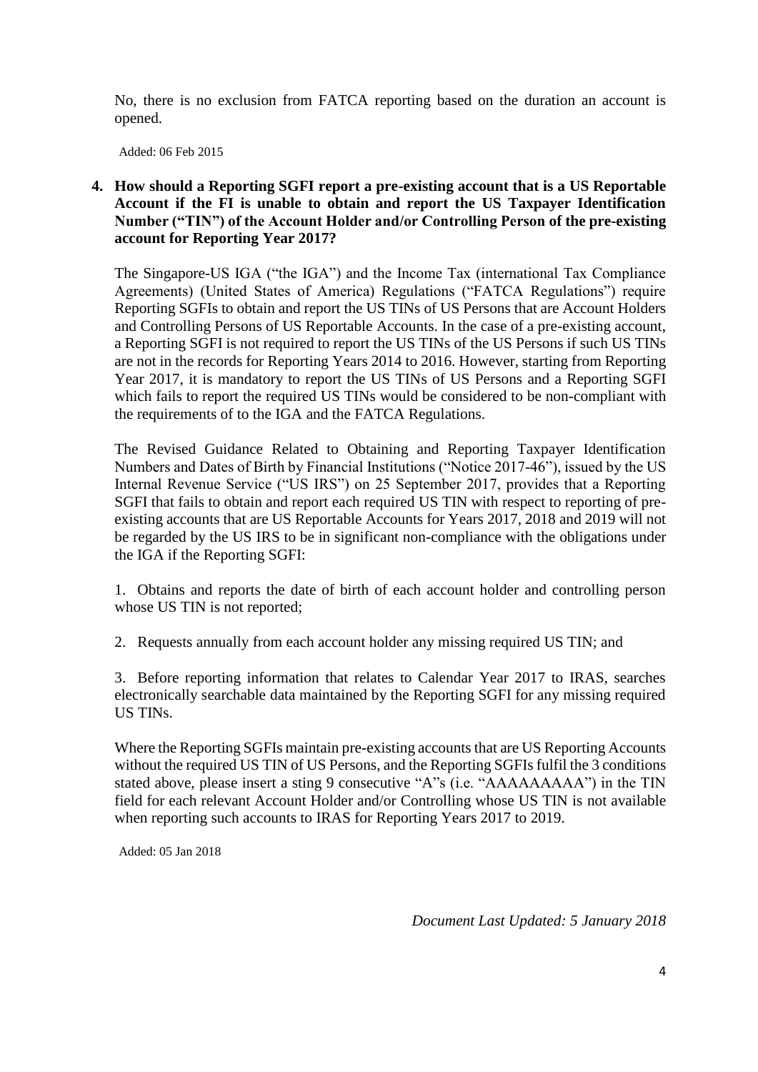No, there is no exclusion from FATCA reporting based on the duration an account is opened.

Added: 06 Feb 2015

**4. How should a Reporting SGFI report a pre-existing account that is a US Reportable Account if the FI is unable to obtain and report the US Taxpayer Identification Number ("TIN") of the Account Holder and/or Controlling Person of the pre-existing account for Reporting Year 2017?**

The Singapore-US IGA ("the IGA") and the Income Tax (international Tax Compliance Agreements) (United States of America) Regulations ("FATCA Regulations") require Reporting SGFIs to obtain and report the US TINs of US Persons that are Account Holders and Controlling Persons of US Reportable Accounts. In the case of a pre-existing account, a Reporting SGFI is not required to report the US TINs of the US Persons if such US TINs are not in the records for Reporting Years 2014 to 2016. However, starting from Reporting Year 2017, it is mandatory to report the US TINs of US Persons and a Reporting SGFI which fails to report the required US TINs would be considered to be non-compliant with the requirements of to the IGA and the FATCA Regulations.

The Revised Guidance Related to Obtaining and Reporting Taxpayer Identification Numbers and Dates of Birth by Financial Institutions ("Notice 2017-46"), issued by the US Internal Revenue Service ("US IRS") on 25 September 2017, provides that a Reporting SGFI that fails to obtain and report each required US TIN with respect to reporting of pre-existing accounts that are US Reportable Accounts for Years 2017, 2018 and 2019 will not be regarded by the US IRS to be in significant non-compliance with the obligations under the IGA if the Reporting SGFI:

1. Obtains and reports the date of birth of each account holder and controlling person whose US TIN is not reported;

2. Requests annually from each account holder any missing required US TIN; and

3. Before reporting information that relates to Calendar Year 2017 to IRAS, searches electronically searchable data maintained by the Reporting SGFI for any missing required US TINs.

Where the Reporting SGFIs maintain pre-existing accounts that are US Reporting Accounts without the required US TIN of US Persons, and the Reporting SGFIs fulfil the 3 conditions stated above, please insert a sting 9 consecutive "A"s (i.e. "AAAAAAAAA") in the TIN field for each relevant Account Holder and/or Controlling whose US TIN is not available when reporting such accounts to IRAS for Reporting Years 2017 to 2019.

Added: 05 Jan 2018

*Document Last Updated: 5 January 2018*